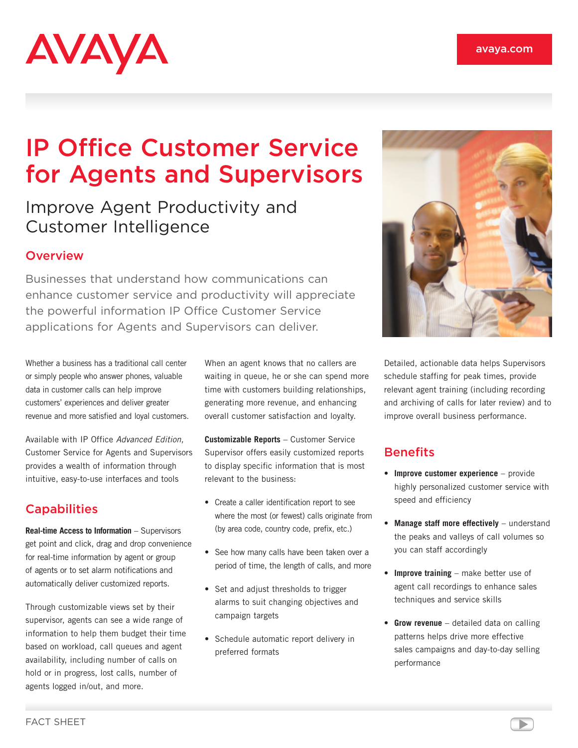# IP Office Customer Service for Agents and Supervisors

## Improve Agent Productivity and Customer Intelligence

### Overview

Businesses that understand how communications can enhance customer service and productivity will appreciate the powerful information IP Office Customer Service applications for Agents and Supervisors can deliver.

Whether a business has a traditional call center or simply people who answer phones, valuable data in customer calls can help improve customers' experiences and deliver greater revenue and more satisfied and loyal customers.

Available with IP Office *Advanced Edition,* Customer Service for Agents and Supervisors provides a wealth of information through intuitive, easy-to-use interfaces and tools

### Capabilities

**Real-time Access to Information** – Supervisors get point and click, drag and drop convenience for real-time information by agent or group of agents or to set alarm notifications and automatically deliver customized reports.

Through customizable views set by their supervisor, agents can see a wide range of information to help them budget their time based on workload, call queues and agent availability, including number of calls on hold or in progress, lost calls, number of agents logged in/out, and more.

When an agent knows that no callers are waiting in queue, he or she can spend more time with customers building relationships, generating more revenue, and enhancing overall customer satisfaction and loyalty.

**Customizable Reports** – Customer Service Supervisor offers easily customized reports to display specific information that is most relevant to the business:

- Create a caller identification report to see where the most (or fewest) calls originate from (by area code, country code, prefix, etc.)
- See how many calls have been taken over a period of time, the length of calls, and more
- Set and adjust thresholds to trigger alarms to suit changing objectives and campaign targets
- Schedule automatic report delivery in preferred formats

Detailed, actionable data helps Supervisors schedule staffing for peak times, provide relevant agent training (including recording and archiving of calls for later review) and to improve overall business performance.

### Benefits

- **Improve customer experience** – provide highly personalized customer service with speed and efficiency
- **Manage staff more effectively** – understand the peaks and valleys of call volumes so you can staff accordingly
- **Improve training** – make better use of agent call recordings to enhance sales techniques and service skills
- **Grow revenue** – detailed data on calling patterns helps drive more effective sales campaigns and day-to-day selling performance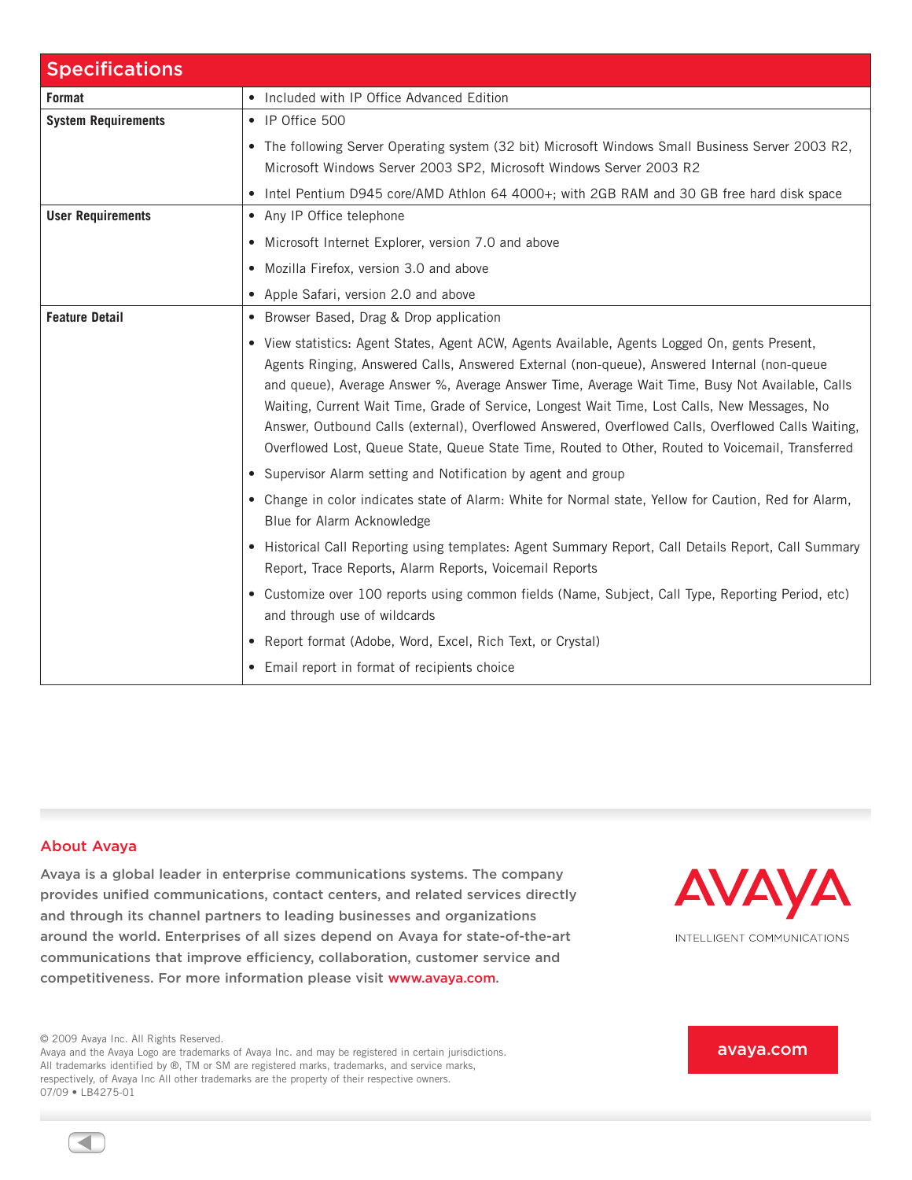## Specifications

| | |
|---|---|
| **Format** | • Included with IP Office Advanced Edition |
| **System Requirements** | • IP Office 500<br>• The following Server Operating system (32 bit) Microsoft Windows Small Business Server 2003 R2, Microsoft Windows Server 2003 SP2, Microsoft Windows Server 2003 R2<br>• Intel Pentium D945 core/AMD Athlon 64 4000+; with 2GB RAM and 30 GB free hard disk space |
| **User Requirements** | • Any IP Office telephone<br>• Microsoft Internet Explorer, version 7.0 and above<br>• Mozilla Firefox, version 3.0 and above<br>• Apple Safari, version 2.0 and above |
| **Feature Detail** | • Browser Based, Drag & Drop application<br>• View statistics: Agent States, Agent ACW, Agents Available, Agents Logged On, gents Present, Agents Ringing, Answered Calls, Answered External (non-queue), Answered Internal (non-queue and queue), Average Answer %, Average Answer Time, Average Wait Time, Busy Not Available, Calls Waiting, Current Wait Time, Grade of Service, Longest Wait Time, Lost Calls, New Messages, No Answer, Outbound Calls (external), Overflowed Answered, Overflowed Calls, Overflowed Calls Waiting, Overflowed Lost, Queue State, Queue State Time, Routed to Other, Routed to Voicemail, Transferred<br>• Supervisor Alarm setting and Notification by agent and group<br>• Change in color indicates state of Alarm: White for Normal state, Yellow for Caution, Red for Alarm, Blue for Alarm Acknowledge<br>• Historical Call Reporting using templates: Agent Summary Report, Call Details Report, Call Summary Report, Trace Reports, Alarm Reports, Voicemail Reports<br>• Customize over 100 reports using common fields (Name, Subject, Call Type, Reporting Period, etc) and through use of wildcards<br>• Report format (Adobe, Word, Excel, Rich Text, or Crystal)<br>• Email report in format of recipients choice |

### About Avaya

Avaya is a global leader in enterprise communications systems. The company provides unified communications, contact centers, and related services directly and through its channel partners to leading businesses and organizations around the world. Enterprises of all sizes depend on Avaya for state-of-the-art communications that improve efficiency, collaboration, customer service and competitiveness. For more information please visit www.avaya.com.

AVAYA

INTELLIGENT COMMUNICATIONS

© 2009 Avaya Inc. All Rights Reserved.
Avaya and the Avaya Logo are trademarks of Avaya Inc. and may be registered in certain jurisdictions.
All trademarks identified by ®, TM or SM are registered marks, trademarks, and service marks, respectively, of Avaya Inc All other trademarks are the property of their respective owners.
07/09 • LB4275-01

avaya.com